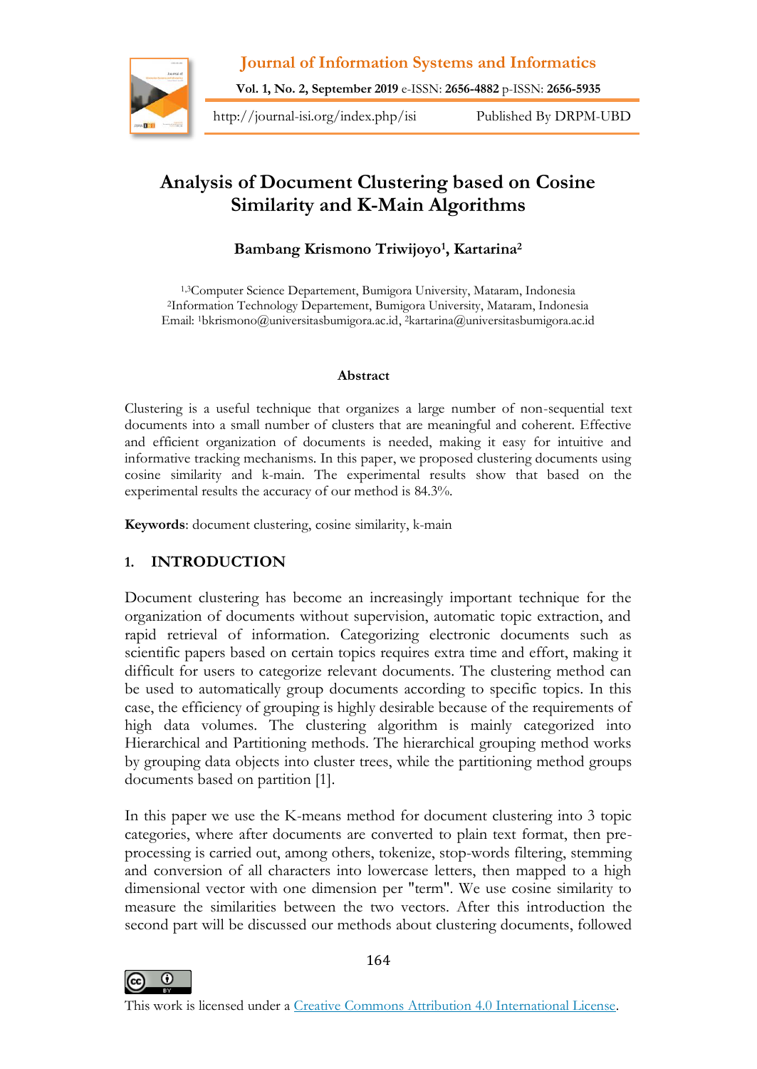# Analysis of Document Clustering based on Cosine Similarity and K-Main Algorithms

**Bambang Krismono Triwijoyo[1], Kartarina[2]**

[1,3]Computer Science Departement, Bumigora University, Mataram, Indonesia
[2]Information Technology Departement, Bumigora University, Mataram, Indonesia
Email: [1]bkrismono@universitasbumigora.ac.id, [2]kartarina@universitasbumigora.ac.id

### Abstract

Clustering is a useful technique that organizes a large number of non-sequential text documents into a small number of clusters that are meaningful and coherent. Effective and efficient organization of documents is needed, making it easy for intuitive and informative tracking mechanisms. In this paper, we proposed clustering documents using cosine similarity and k-main. The experimental results show that based on the experimental results the accuracy of our method is 84.3%.

**Keywords**: document clustering, cosine similarity, k-main

## 1. INTRODUCTION

Document clustering has become an increasingly important technique for the organization of documents without supervision, automatic topic extraction, and rapid retrieval of information. Categorizing electronic documents such as scientific papers based on certain topics requires extra time and effort, making it difficult for users to categorize relevant documents. The clustering method can be used to automatically group documents according to specific topics. In this case, the efficiency of grouping is highly desirable because of the requirements of high data volumes. The clustering algorithm is mainly categorized into Hierarchical and Partitioning methods. The hierarchical grouping method works by grouping data objects into cluster trees, while the partitioning method groups documents based on partition [1].

In this paper we use the K-means method for document clustering into 3 topic categories, where after documents are converted to plain text format, then pre-processing is carried out, among others, tokenize, stop-words filtering, stemming and conversion of all characters into lowercase letters, then mapped to a high dimensional vector with one dimension per "term". We use cosine similarity to measure the similarities between the two vectors. After this introduction the second part will be discussed our methods about clustering documents, followed

This work is licensed under a Creative Commons Attribution 4.0 International License.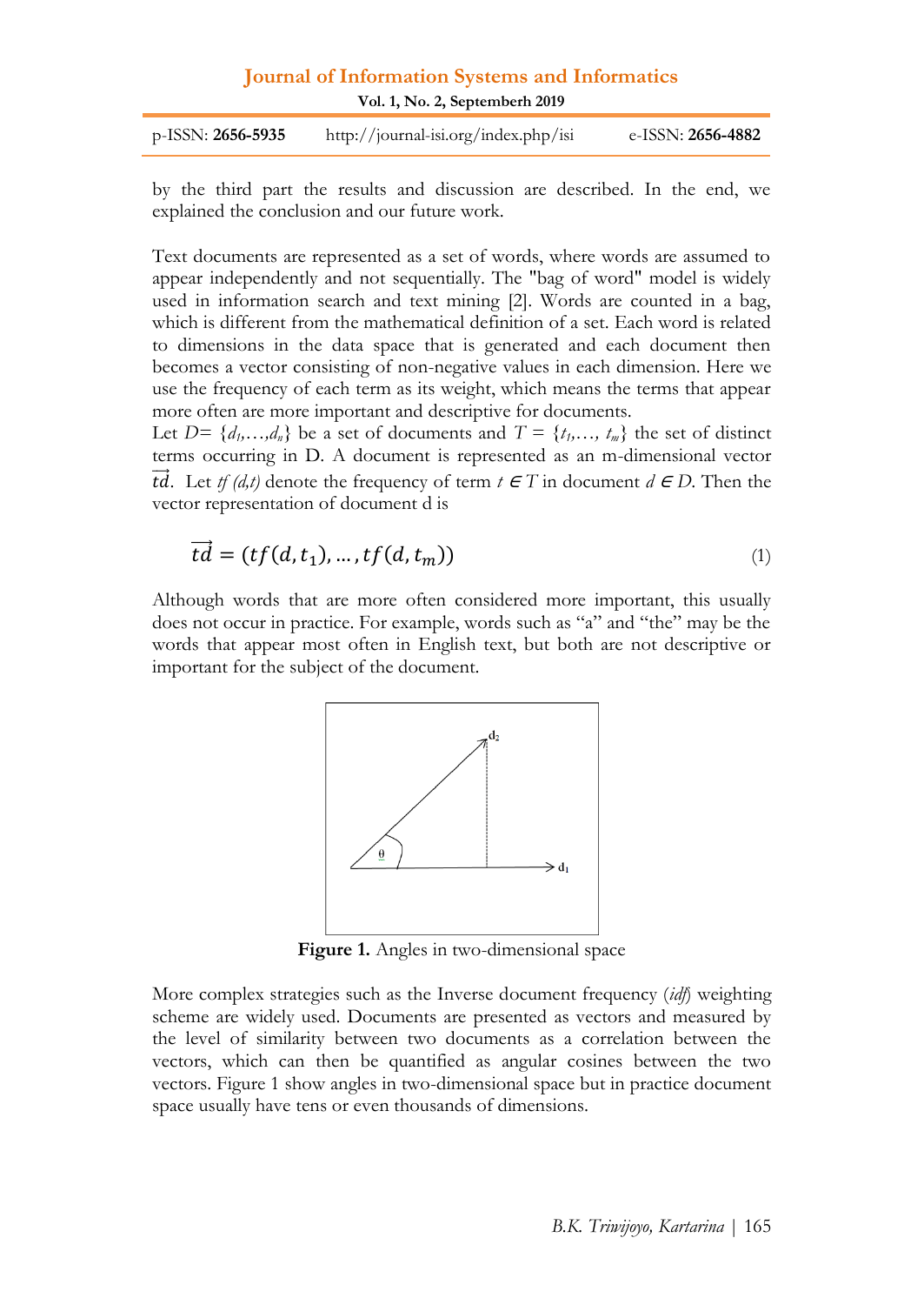by the third part the results and discussion are described. In the end, we explained the conclusion and our future work.

Text documents are represented as a set of words, where words are assumed to appear independently and not sequentially. The "bag of word" model is widely used in information search and text mining [2]. Words are counted in a bag, which is different from the mathematical definition of a set. Each word is related to dimensions in the data space that is generated and each document then becomes a vector consisting of non-negative values in each dimension. Here we use the frequency of each term as its weight, which means the terms that appear more often are more important and descriptive for documents.
Let $D = \{d_1,\ldots,d_n\}$ be a set of documents and $T = \{t_1,\ldots, t_m\}$ the set of distinct terms occurring in D. A document is represented as an m-dimensional vector $\vec{td}$. Let $tf(d,t)$ denote the frequency of term $t \in T$ in document $d \in D$. Then the vector representation of document d is

$$\vec{td} = (tf(d, t_1), \ldots, tf(d, t_m)) \tag{1}$$

Although words that are more often considered more important, this usually does not occur in practice. For example, words such as "a" and "the" may be the words that appear most often in English text, but both are not descriptive or important for the subject of the document.

**Figure 1.** Angles in two-dimensional space

More complex strategies such as the Inverse document frequency (*idf*) weighting scheme are widely used. Documents are presented as vectors and measured by the level of similarity between two documents as a correlation between the vectors, which can then be quantified as angular cosines between the two vectors. Figure 1 show angles in two-dimensional space but in practice document space usually have tens or even thousands of dimensions.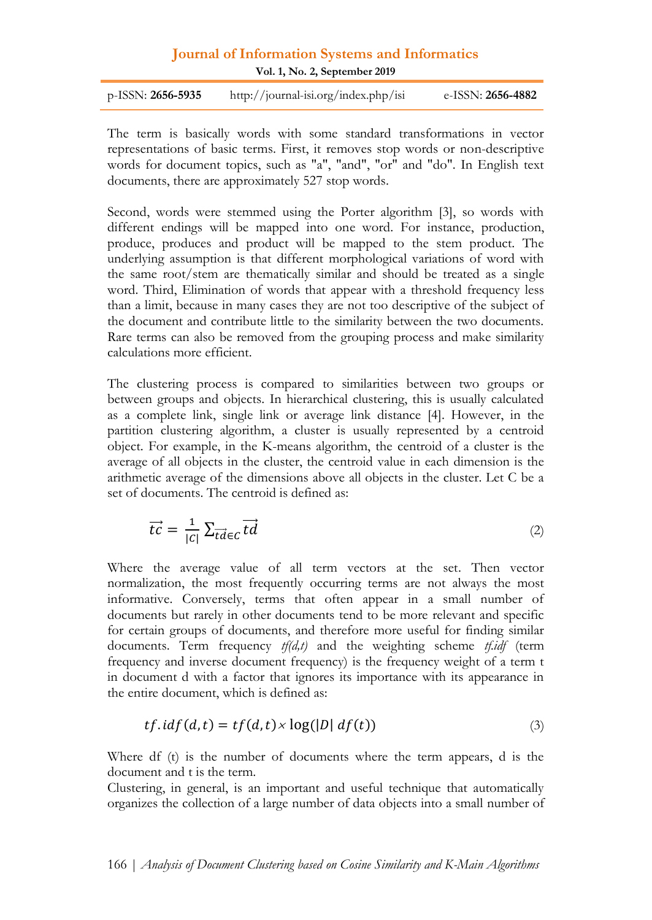The term is basically words with some standard transformations in vector representations of basic terms. First, it removes stop words or non-descriptive words for document topics, such as "a", "and", "or" and "do". In English text documents, there are approximately 527 stop words.

Second, words were stemmed using the Porter algorithm [3], so words with different endings will be mapped into one word. For instance, production, produce, produces and product will be mapped to the stem product. The underlying assumption is that different morphological variations of word with the same root/stem are thematically similar and should be treated as a single word. Third, Elimination of words that appear with a threshold frequency less than a limit, because in many cases they are not too descriptive of the subject of the document and contribute little to the similarity between the two documents. Rare terms can also be removed from the grouping process and make similarity calculations more efficient.

The clustering process is compared to similarities between two groups or between groups and objects. In hierarchical clustering, this is usually calculated as a complete link, single link or average link distance [4]. However, in the partition clustering algorithm, a cluster is usually represented by a centroid object. For example, in the K-means algorithm, the centroid of a cluster is the average of all objects in the cluster, the centroid value in each dimension is the arithmetic average of the dimensions above all objects in the cluster. Let C be a set of documents. The centroid is defined as:

$$\overrightarrow{tc} = \frac{1}{|C|} \sum_{\overrightarrow{td} \in C} \overrightarrow{td} \tag{2}$$

Where the average value of all term vectors at the set. Then vector normalization, the most frequently occurring terms are not always the most informative. Conversely, terms that often appear in a small number of documents but rarely in other documents tend to be more relevant and specific for certain groups of documents, and therefore more useful for finding similar documents. Term frequency *tf(d,t)* and the weighting scheme *tf.idf* (term frequency and inverse document frequency) is the frequency weight of a term t in document d with a factor that ignores its importance with its appearance in the entire document, which is defined as:

$$tf.idf(d,t) = tf(d,t) \times \log(|D|\ df(t)) \tag{3}$$

Where df (t) is the number of documents where the term appears, d is the document and t is the term.

Clustering, in general, is an important and useful technique that automatically organizes the collection of a large number of data objects into a small number of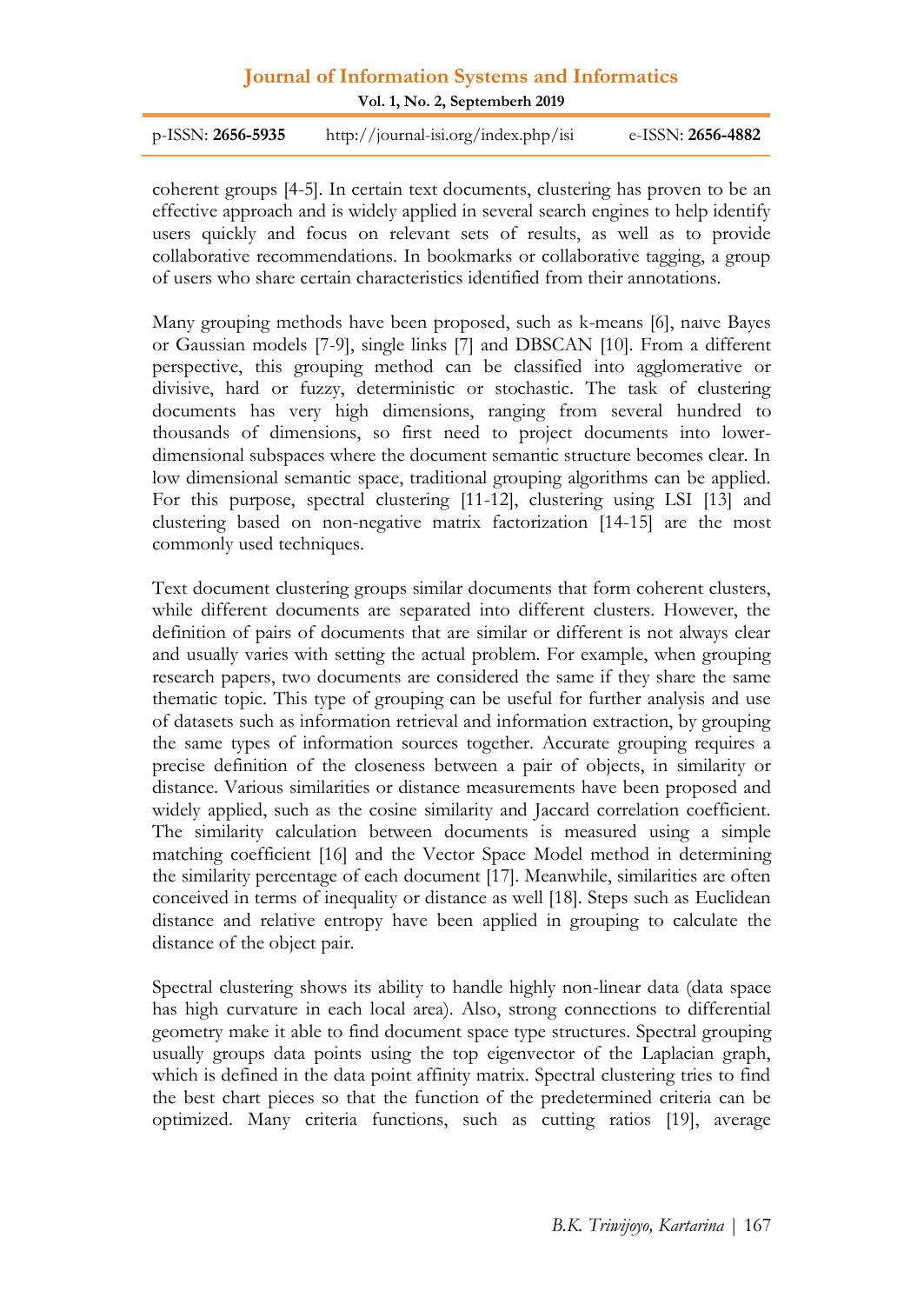coherent groups [4-5]. In certain text documents, clustering has proven to be an effective approach and is widely applied in several search engines to help identify users quickly and focus on relevant sets of results, as well as to provide collaborative recommendations. In bookmarks or collaborative tagging, a group of users who share certain characteristics identified from their annotations.

Many grouping methods have been proposed, such as k-means [6], naıve Bayes or Gaussian models [7-9], single links [7] and DBSCAN [10]. From a different perspective, this grouping method can be classified into agglomerative or divisive, hard or fuzzy, deterministic or stochastic. The task of clustering documents has very high dimensions, ranging from several hundred to thousands of dimensions, so first need to project documents into lower-dimensional subspaces where the document semantic structure becomes clear. In low dimensional semantic space, traditional grouping algorithms can be applied. For this purpose, spectral clustering [11-12], clustering using LSI [13] and clustering based on non-negative matrix factorization [14-15] are the most commonly used techniques.

Text document clustering groups similar documents that form coherent clusters, while different documents are separated into different clusters. However, the definition of pairs of documents that are similar or different is not always clear and usually varies with setting the actual problem. For example, when grouping research papers, two documents are considered the same if they share the same thematic topic. This type of grouping can be useful for further analysis and use of datasets such as information retrieval and information extraction, by grouping the same types of information sources together. Accurate grouping requires a precise definition of the closeness between a pair of objects, in similarity or distance. Various similarities or distance measurements have been proposed and widely applied, such as the cosine similarity and Jaccard correlation coefficient. The similarity calculation between documents is measured using a simple matching coefficient [16] and the Vector Space Model method in determining the similarity percentage of each document [17]. Meanwhile, similarities are often conceived in terms of inequality or distance as well [18]. Steps such as Euclidean distance and relative entropy have been applied in grouping to calculate the distance of the object pair.

Spectral clustering shows its ability to handle highly non-linear data (data space has high curvature in each local area). Also, strong connections to differential geometry make it able to find document space type structures. Spectral grouping usually groups data points using the top eigenvector of the Laplacian graph, which is defined in the data point affinity matrix. Spectral clustering tries to find the best chart pieces so that the function of the predetermined criteria can be optimized. Many criteria functions, such as cutting ratios [19], average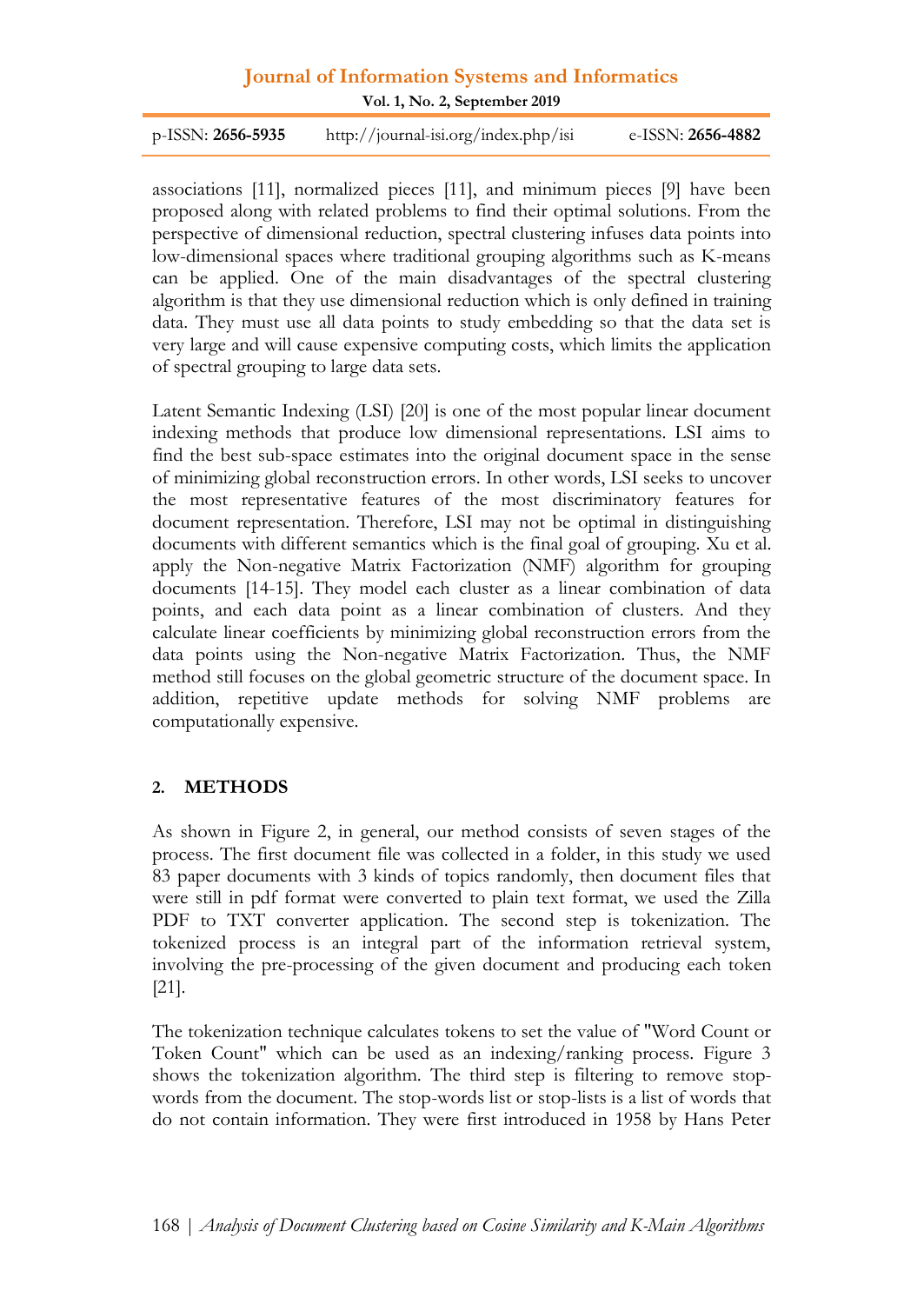associations [11], normalized pieces [11], and minimum pieces [9] have been proposed along with related problems to find their optimal solutions. From the perspective of dimensional reduction, spectral clustering infuses data points into low-dimensional spaces where traditional grouping algorithms such as K-means can be applied. One of the main disadvantages of the spectral clustering algorithm is that they use dimensional reduction which is only defined in training data. They must use all data points to study embedding so that the data set is very large and will cause expensive computing costs, which limits the application of spectral grouping to large data sets.

Latent Semantic Indexing (LSI) [20] is one of the most popular linear document indexing methods that produce low dimensional representations. LSI aims to find the best sub-space estimates into the original document space in the sense of minimizing global reconstruction errors. In other words, LSI seeks to uncover the most representative features of the most discriminatory features for document representation. Therefore, LSI may not be optimal in distinguishing documents with different semantics which is the final goal of grouping. Xu et al. apply the Non-negative Matrix Factorization (NMF) algorithm for grouping documents [14-15]. They model each cluster as a linear combination of data points, and each data point as a linear combination of clusters. And they calculate linear coefficients by minimizing global reconstruction errors from the data points using the Non-negative Matrix Factorization. Thus, the NMF method still focuses on the global geometric structure of the document space. In addition, repetitive update methods for solving NMF problems are computationally expensive.

## 2. METHODS

As shown in Figure 2, in general, our method consists of seven stages of the process. The first document file was collected in a folder, in this study we used 83 paper documents with 3 kinds of topics randomly, then document files that were still in pdf format were converted to plain text format, we used the Zilla PDF to TXT converter application. The second step is tokenization. The tokenized process is an integral part of the information retrieval system, involving the pre-processing of the given document and producing each token [21].

The tokenization technique calculates tokens to set the value of "Word Count or Token Count" which can be used as an indexing/ranking process. Figure 3 shows the tokenization algorithm. The third step is filtering to remove stop-words from the document. The stop-words list or stop-lists is a list of words that do not contain information. They were first introduced in 1958 by Hans Peter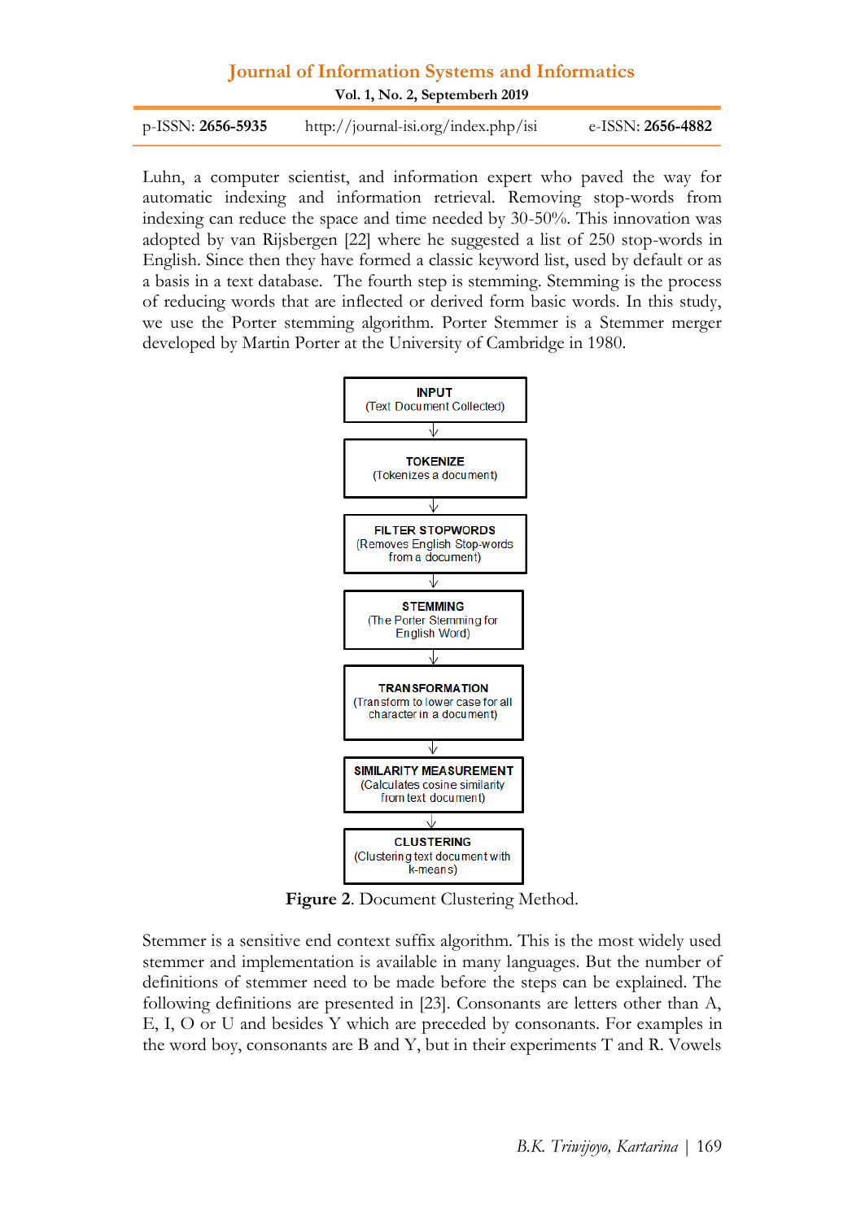Luhn, a computer scientist, and information expert who paved the way for automatic indexing and information retrieval. Removing stop-words from indexing can reduce the space and time needed by 30-50%. This innovation was adopted by van Rijsbergen [22] where he suggested a list of 250 stop-words in English. Since then they have formed a classic keyword list, used by default or as a basis in a text database. The fourth step is stemming. Stemming is the process of reducing words that are inflected or derived form basic words. In this study, we use the Porter stemming algorithm. Porter Stemmer is a Stemmer merger developed by Martin Porter at the University of Cambridge in 1980.

**INPUT**
(Text Document Collected)

↓

**TOKENIZE**
(Tokenizes a document)

↓

**FILTER STOPWORDS**
(Removes English Stop-words from a document)

↓

**STEMMING**
(The Porter Stemming for English Word)

↓

**TRANSFORMATION**
(Transform to lower case for all character in a document)

↓

**SIMILARITY MEASUREMENT**
(Calculates cosine similarity from text document)

↓

**CLUSTERING**
(Clustering text document with k-means)

**Figure 2**. Document Clustering Method.

Stemmer is a sensitive end context suffix algorithm. This is the most widely used stemmer and implementation is available in many languages. But the number of definitions of stemmer need to be made before the steps can be explained. The following definitions are presented in [23]. Consonants are letters other than A, E, I, O or U and besides Y which are preceded by consonants. For examples in the word boy, consonants are B and Y, but in their experiments T and R. Vowels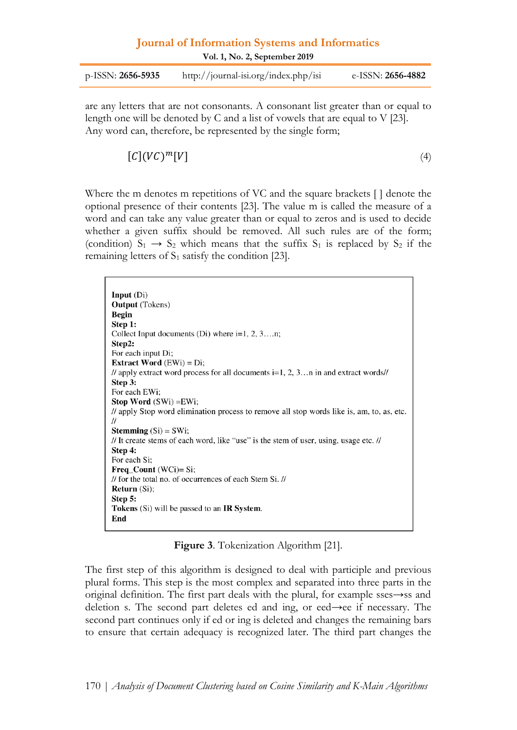are any letters that are not consonants. A consonant list greater than or equal to length one will be denoted by C and a list of vowels that are equal to V [23]. Any word can, therefore, be represented by the single form;

$$[C](VC)^m[V] \tag{4}$$

Where the m denotes m repetitions of VC and the square brackets [ ] denote the optional presence of their contents [23]. The value m is called the measure of a word and can take any value greater than or equal to zeros and is used to decide whether a given suffix should be removed. All such rules are of the form; (condition) $S_1 \rightarrow S_2$ which means that the suffix $S_1$ is replaced by $S_2$ if the remaining letters of $S_1$ satisfy the condition [23].

```
Input (Di)
Output (Tokens)
Begin
Step 1:
Collect Input documents (Di) where i=1, 2, 3….n;
Step2:
For each input Di;
Extract Word (EWi) = Di;
// apply extract word process for all documents i=1, 2, 3…n in and extract words//
Step 3:
For each EWi;
Stop Word (SWi) =EWi;
// apply Stop word elimination process to remove all stop words like is, am, to, as, etc.
//
Stemming (Si) = SWi;
// It create stems of each word, like "use" is the stem of user, using, usage etc. //
Step 4:
For each Si;
Freq_Count (WCi)= Si;
// for the total no. of occurrences of each Stem Si. //
Return (Si);
Step 5:
Tokens (Si) will be passed to an IR System.
End
```

**Figure 3**. Tokenization Algorithm [21].

The first step of this algorithm is designed to deal with participle and previous plural forms. This step is the most complex and separated into three parts in the original definition. The first part deals with the plural, for example sses→ss and deletion s. The second part deletes ed and ing, or eed→ee if necessary. The second part continues only if ed or ing is deleted and changes the remaining bars to ensure that certain adequacy is recognized later. The third part changes the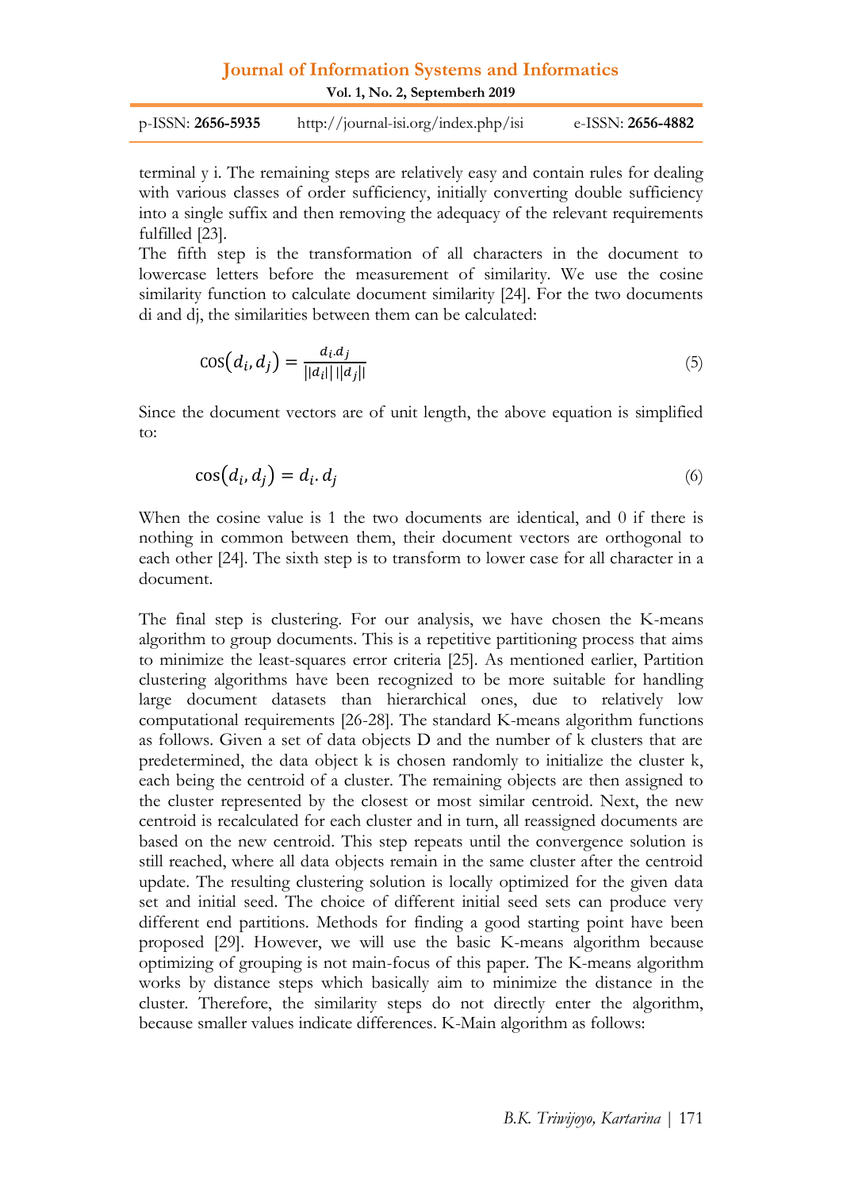terminal y i. The remaining steps are relatively easy and contain rules for dealing with various classes of order sufficiency, initially converting double sufficiency into a single suffix and then removing the adequacy of the relevant requirements fulfilled [23].
The fifth step is the transformation of all characters in the document to lowercase letters before the measurement of similarity. We use the cosine similarity function to calculate document similarity [24]. For the two documents di and dj, the similarities between them can be calculated:

$$\cos(d_i, d_j) = \frac{d_i.d_j}{||d_i|| \, ||d_j||} \tag{5}$$

Since the document vectors are of unit length, the above equation is simplified to:

$$\cos(d_i, d_j) = d_i.d_j \tag{6}$$

When the cosine value is 1 the two documents are identical, and 0 if there is nothing in common between them, their document vectors are orthogonal to each other [24]. The sixth step is to transform to lower case for all character in a document.

The final step is clustering. For our analysis, we have chosen the K-means algorithm to group documents. This is a repetitive partitioning process that aims to minimize the least-squares error criteria [25]. As mentioned earlier, Partition clustering algorithms have been recognized to be more suitable for handling large document datasets than hierarchical ones, due to relatively low computational requirements [26-28]. The standard K-means algorithm functions as follows. Given a set of data objects D and the number of k clusters that are predetermined, the data object k is chosen randomly to initialize the cluster k, each being the centroid of a cluster. The remaining objects are then assigned to the cluster represented by the closest or most similar centroid. Next, the new centroid is recalculated for each cluster and in turn, all reassigned documents are based on the new centroid. This step repeats until the convergence solution is still reached, where all data objects remain in the same cluster after the centroid update. The resulting clustering solution is locally optimized for the given data set and initial seed. The choice of different initial seed sets can produce very different end partitions. Methods for finding a good starting point have been proposed [29]. However, we will use the basic K-means algorithm because optimizing of grouping is not main-focus of this paper. The K-means algorithm works by distance steps which basically aim to minimize the distance in the cluster. Therefore, the similarity steps do not directly enter the algorithm, because smaller values indicate differences. K-Main algorithm as follows: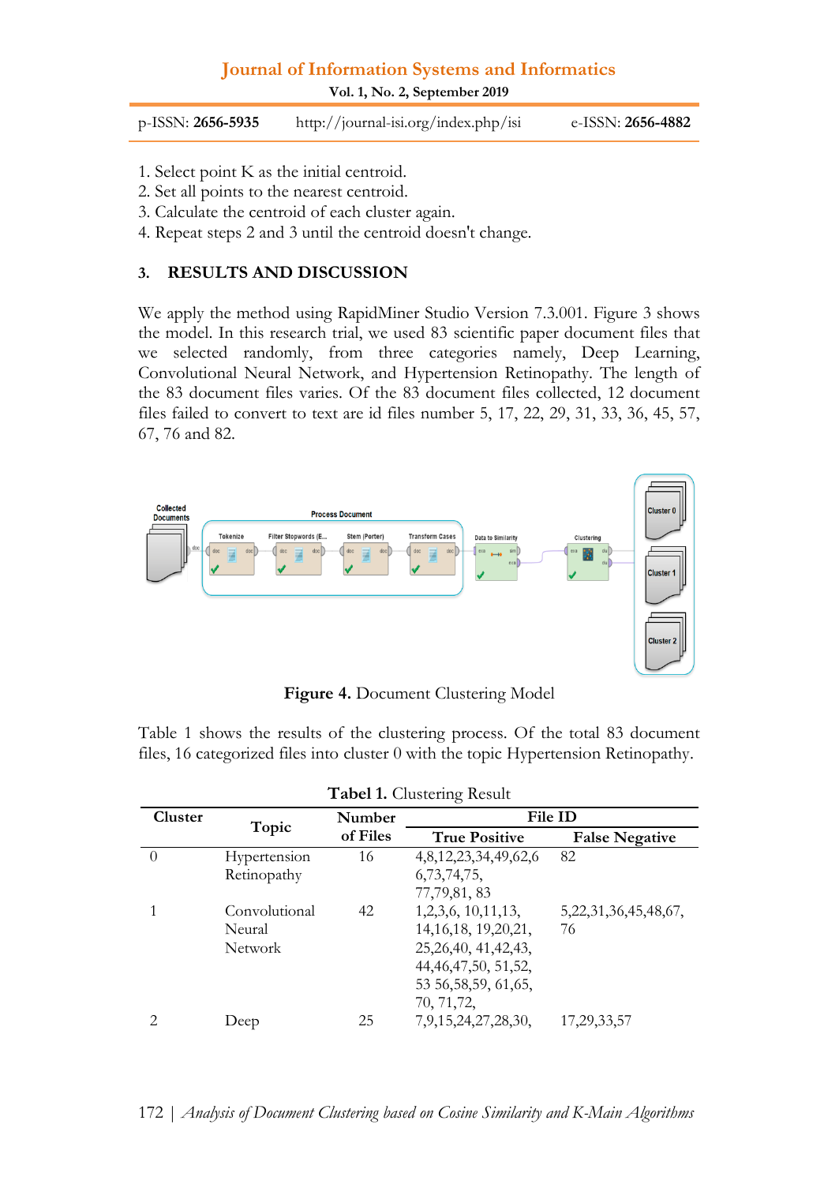1. Select point K as the initial centroid.
2. Set all points to the nearest centroid.
3. Calculate the centroid of each cluster again.
4. Repeat steps 2 and 3 until the centroid doesn't change.

## 3. RESULTS AND DISCUSSION

We apply the method using RapidMiner Studio Version 7.3.001. Figure 3 shows the model. In this research trial, we used 83 scientific paper document files that we selected randomly, from three categories namely, Deep Learning, Convolutional Neural Network, and Hypertension Retinopathy. The length of the 83 document files varies. Of the 83 document files collected, 12 document files failed to convert to text are id files number 5, 17, 22, 29, 31, 33, 36, 45, 57, 67, 76 and 82.

**Figure 4.** Document Clustering Model

Table 1 shows the results of the clustering process. Of the total 83 document files, 16 categorized files into cluster 0 with the topic Hypertension Retinopathy.

**Tabel 1.** Clustering Result

| Cluster | Topic | Number of Files | File ID | |
|---|---|---|---|---|
| | | | True Positive | False Negative |
| 0 | Hypertension Retinopathy | 16 | 4,8,12,23,34,49,62,66,73,74,75, 77,79,81, 83 | 82 |
| 1 | Convolutional Neural Network | 42 | 1,2,3,6, 10,11,13, 14,16,18, 19,20,21, 25,26,40, 41,42,43, 44,46,47,50, 51,52, 53 56,58,59, 61,65, 70, 71,72, | 5,22,31,36,45,48,67, 76 |
| 2 | Deep | 25 | 7,9,15,24,27,28,30, | 17,29,33,57 |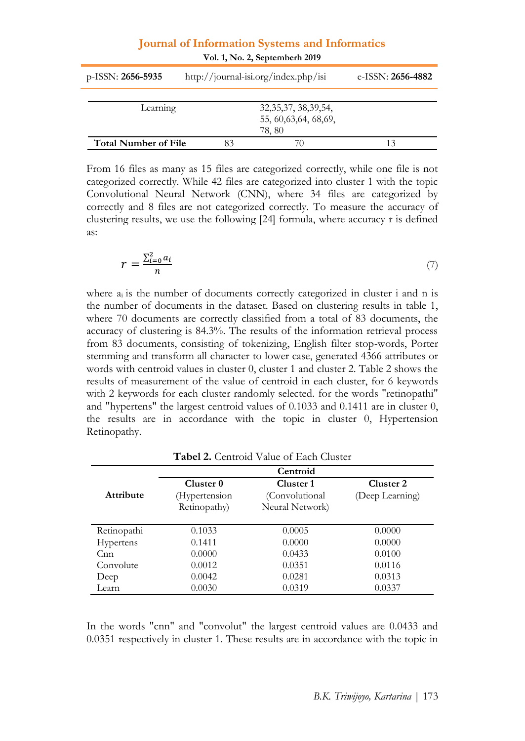| Learning | | 32,35,37, 38,39,54, 55, 60,63,64, 68,69, 78, 80 | |
|---|---|---|---|
| **Total Number of File** | 83 | 70 | 13 |

From 16 files as many as 15 files are categorized correctly, while one file is not categorized correctly. While 42 files are categorized into cluster 1 with the topic Convolutional Neural Network (CNN), where 34 files are categorized by correctly and 8 files are not categorized correctly. To measure the accuracy of clustering results, we use the following [24] formula, where accuracy r is defined as:

$$r = \frac{\sum_{i=0}^{2} a_i}{n} \tag{7}$$

where $a_i$ is the number of documents correctly categorized in cluster i and n is the number of documents in the dataset. Based on clustering results in table 1, where 70 documents are correctly classified from a total of 83 documents, the accuracy of clustering is 84.3%. The results of the information retrieval process from 83 documents, consisting of tokenizing, English filter stop-words, Porter stemming and transform all character to lower case, generated 4366 attributes or words with centroid values in cluster 0, cluster 1 and cluster 2. Table 2 shows the results of measurement of the value of centroid in each cluster, for 6 keywords with 2 keywords for each cluster randomly selected. for the words "retinopathi" and "hypertens" the largest centroid values of 0.1033 and 0.1411 are in cluster 0, the results are in accordance with the topic in cluster 0, Hypertension Retinopathy.

**Tabel 2.** Centroid Value of Each Cluster

| **Attribute** | **Centroid** | | |
|---|---|---|---|
| | **Cluster 0** (Hypertension Retinopathy) | **Cluster 1** (Convolutional Neural Network) | **Cluster 2** (Deep Learning) |
| Retinopathi | 0.1033 | 0.0005 | 0.0000 |
| Hypertens | 0.1411 | 0.0000 | 0.0000 |
| Cnn | 0.0000 | 0.0433 | 0.0100 |
| Convolute | 0.0012 | 0.0351 | 0.0116 |
| Deep | 0.0042 | 0.0281 | 0.0313 |
| Learn | 0.0030 | 0.0319 | 0.0337 |

In the words "cnn" and "convolut" the largest centroid values are 0.0433 and 0.0351 respectively in cluster 1. These results are in accordance with the topic in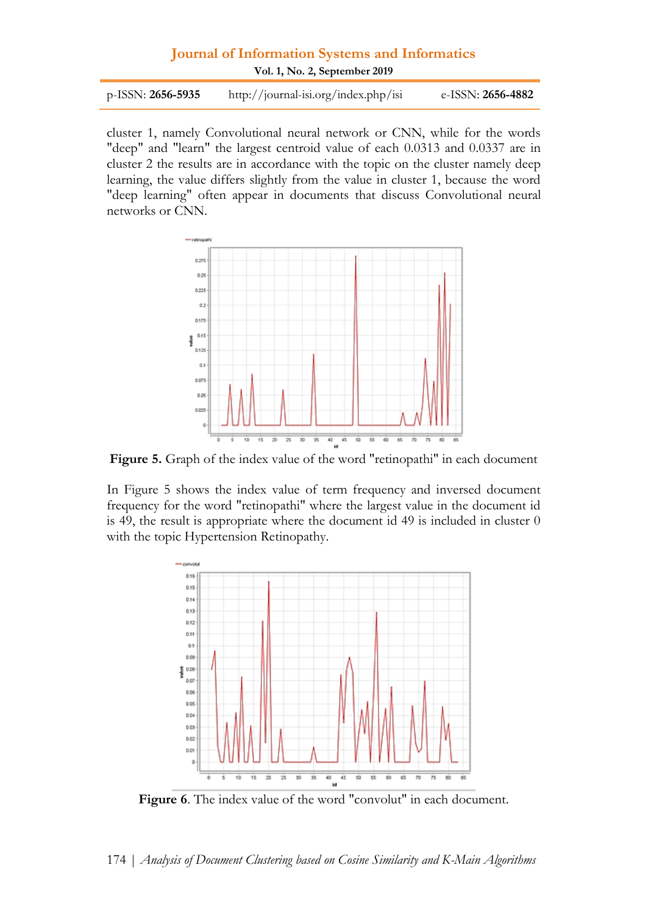cluster 1, namely Convolutional neural network or CNN, while for the words "deep" and "learn" the largest centroid value of each 0.0313 and 0.0337 are in cluster 2 the results are in accordance with the topic on the cluster namely deep learning, the value differs slightly from the value in cluster 1, because the word "deep learning" often appear in documents that discuss Convolutional neural networks or CNN.

**Figure 5.** Graph of the index value of the word "retinopathi" in each document

In Figure 5 shows the index value of term frequency and inversed document frequency for the word "retinopathi" where the largest value in the document id is 49, the result is appropriate where the document id 49 is included in cluster 0 with the topic Hypertension Retinopathy.

**Figure 6**. The index value of the word "convolut" in each document.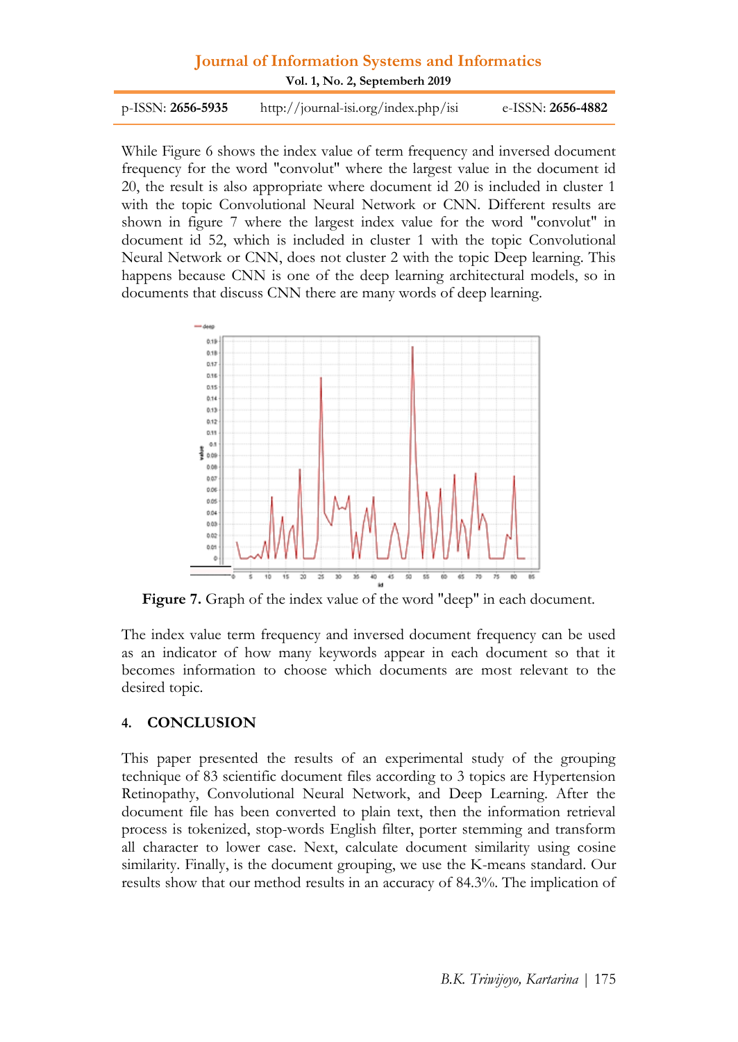While Figure 6 shows the index value of term frequency and inversed document frequency for the word "convolut" where the largest value in the document id 20, the result is also appropriate where document id 20 is included in cluster 1 with the topic Convolutional Neural Network or CNN. Different results are shown in figure 7 where the largest index value for the word "convolut" in document id 52, which is included in cluster 1 with the topic Convolutional Neural Network or CNN, does not cluster 2 with the topic Deep learning. This happens because CNN is one of the deep learning architectural models, so in documents that discuss CNN there are many words of deep learning.

**Figure 7.** Graph of the index value of the word "deep" in each document.

The index value term frequency and inversed document frequency can be used as an indicator of how many keywords appear in each document so that it becomes information to choose which documents are most relevant to the desired topic.

## 4. CONCLUSION

This paper presented the results of an experimental study of the grouping technique of 83 scientific document files according to 3 topics are Hypertension Retinopathy, Convolutional Neural Network, and Deep Learning. After the document file has been converted to plain text, then the information retrieval process is tokenized, stop-words English filter, porter stemming and transform all character to lower case. Next, calculate document similarity using cosine similarity. Finally, is the document grouping, we use the K-means standard. Our results show that our method results in an accuracy of 84.3%. The implication of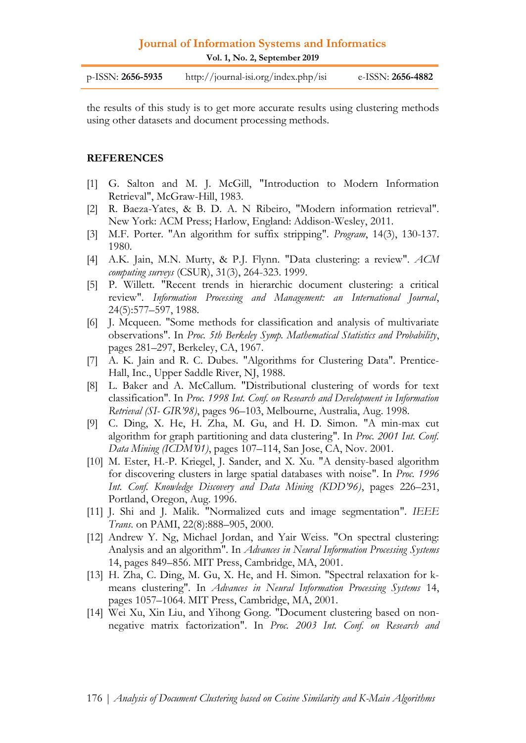the results of this study is to get more accurate results using clustering methods using other datasets and document processing methods.

## REFERENCES

[1] G. Salton and M. J. McGill, "Introduction to Modern Information Retrieval", McGraw-Hill, 1983.

[2] R. Baeza-Yates, & B. D. A. N Ribeiro, "Modern information retrieval". New York: ACM Press; Harlow, England: Addison-Wesley, 2011.

[3] M.F. Porter. "An algorithm for suffix stripping". *Program*, 14(3), 130-137. 1980.

[4] A.K. Jain, M.N. Murty, & P.J. Flynn. "Data clustering: a review". *ACM computing surveys* (CSUR), 31(3), 264-323. 1999.

[5] P. Willett. "Recent trends in hierarchic document clustering: a critical review". *Information Processing and Management: an International Journal*, 24(5):577–597, 1988.

[6] J. Mcqueen. "Some methods for classification and analysis of multivariate observations". In *Proc. 5th Berkeley Symp. Mathematical Statistics and Probability*, pages 281–297, Berkeley, CA, 1967.

[7] A. K. Jain and R. C. Dubes. "Algorithms for Clustering Data". Prentice-Hall, Inc., Upper Saddle River, NJ, 1988.

[8] L. Baker and A. McCallum. "Distributional clustering of words for text classification". In *Proc. 1998 Int. Conf. on Research and Development in Information Retrieval (SI- GIR'98)*, pages 96–103, Melbourne, Australia, Aug. 1998.

[9] C. Ding, X. He, H. Zha, M. Gu, and H. D. Simon. "A min-max cut algorithm for graph partitioning and data clustering". In *Proc. 2001 Int. Conf. Data Mining (ICDM'01)*, pages 107–114, San Jose, CA, Nov. 2001.

[10] M. Ester, H.-P. Kriegel, J. Sander, and X. Xu. "A density-based algorithm for discovering clusters in large spatial databases with noise". In *Proc. 1996 Int. Conf. Knowledge Discovery and Data Mining (KDD'96)*, pages 226–231, Portland, Oregon, Aug. 1996.

[11] J. Shi and J. Malik. "Normalized cuts and image segmentation". *IEEE Trans.* on PAMI, 22(8):888–905, 2000.

[12] Andrew Y. Ng, Michael Jordan, and Yair Weiss. "On spectral clustering: Analysis and an algorithm". In *Advances in Neural Information Processing Systems* 14, pages 849–856. MIT Press, Cambridge, MA, 2001.

[13] H. Zha, C. Ding, M. Gu, X. He, and H. Simon. "Spectral relaxation for k-means clustering". In *Advances in Neural Information Processing Systems* 14, pages 1057–1064. MIT Press, Cambridge, MA, 2001.

[14] Wei Xu, Xin Liu, and Yihong Gong. "Document clustering based on non-negative matrix factorization". In *Proc. 2003 Int. Conf. on Research and*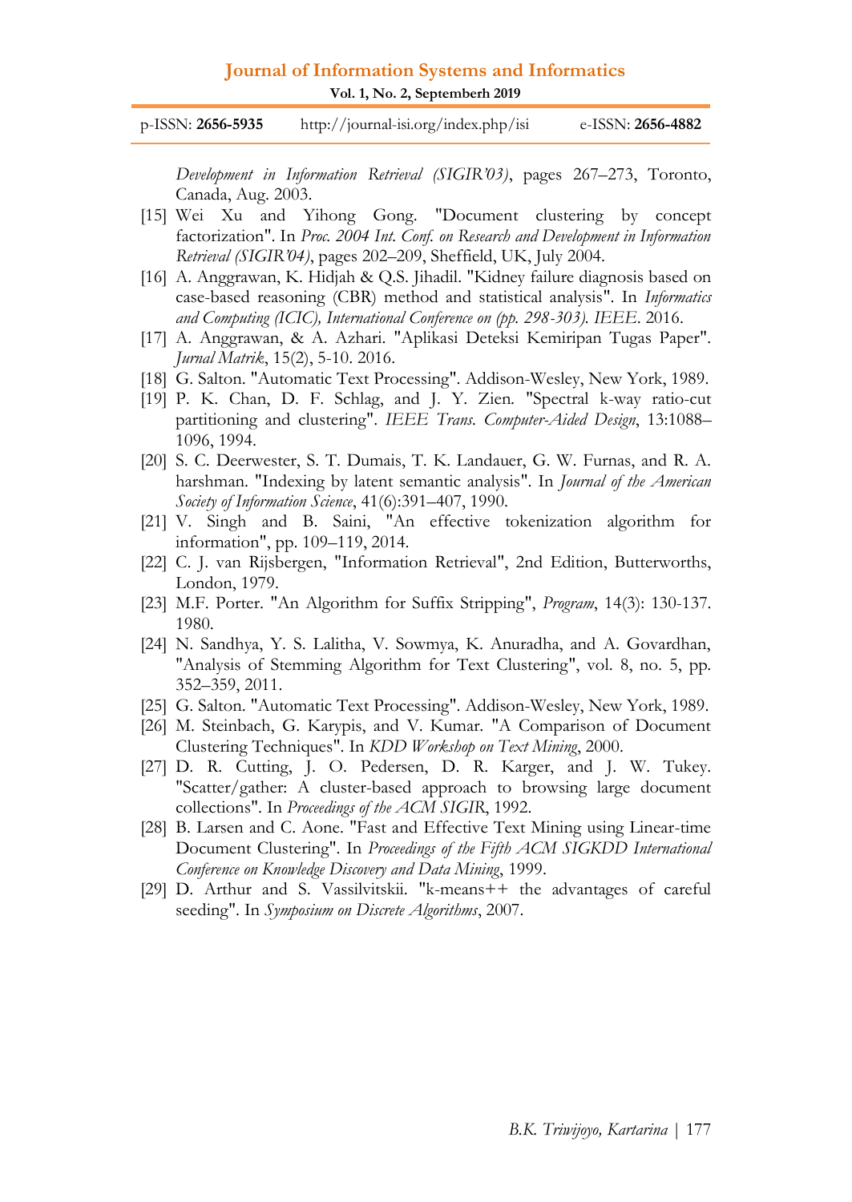*Development in Information Retrieval (SIGIR'03)*, pages 267–273, Toronto, Canada, Aug. 2003.

[15] Wei Xu and Yihong Gong. "Document clustering by concept factorization". In *Proc. 2004 Int. Conf. on Research and Development in Information Retrieval (SIGIR'04)*, pages 202–209, Sheffield, UK, July 2004.

[16] A. Anggrawan, K. Hidjah & Q.S. Jihadil. "Kidney failure diagnosis based on case-based reasoning (CBR) method and statistical analysis". In *Informatics and Computing (ICIC), International Conference on (pp. 298-303). IEEE*. 2016.

[17] A. Anggrawan, & A. Azhari. "Aplikasi Deteksi Kemiripan Tugas Paper". *Jurnal Matrik*, 15(2), 5-10. 2016.

[18] G. Salton. "Automatic Text Processing". Addison-Wesley, New York, 1989.

[19] P. K. Chan, D. F. Schlag, and J. Y. Zien. "Spectral k-way ratio-cut partitioning and clustering". *IEEE Trans. Computer-Aided Design*, 13:1088–1096, 1994.

[20] S. C. Deerwester, S. T. Dumais, T. K. Landauer, G. W. Furnas, and R. A. harshman. "Indexing by latent semantic analysis". In *Journal of the American Society of Information Science*, 41(6):391–407, 1990.

[21] V. Singh and B. Saini, "An effective tokenization algorithm for information", pp. 109–119, 2014.

[22] C. J. van Rijsbergen, "Information Retrieval", 2nd Edition, Butterworths, London, 1979.

[23] M.F. Porter. "An Algorithm for Suffix Stripping", *Program*, 14(3): 130-137. 1980.

[24] N. Sandhya, Y. S. Lalitha, V. Sowmya, K. Anuradha, and A. Govardhan, "Analysis of Stemming Algorithm for Text Clustering", vol. 8, no. 5, pp. 352–359, 2011.

[25] G. Salton. "Automatic Text Processing". Addison-Wesley, New York, 1989.

[26] M. Steinbach, G. Karypis, and V. Kumar. "A Comparison of Document Clustering Techniques". In *KDD Workshop on Text Mining*, 2000.

[27] D. R. Cutting, J. O. Pedersen, D. R. Karger, and J. W. Tukey. "Scatter/gather: A cluster-based approach to browsing large document collections". In *Proceedings of the ACM SIGIR*, 1992.

[28] B. Larsen and C. Aone. "Fast and Effective Text Mining using Linear-time Document Clustering". In *Proceedings of the Fifth ACM SIGKDD International Conference on Knowledge Discovery and Data Mining*, 1999.

[29] D. Arthur and S. Vassilvitskii. "k-means++ the advantages of careful seeding". In *Symposium on Discrete Algorithms*, 2007.